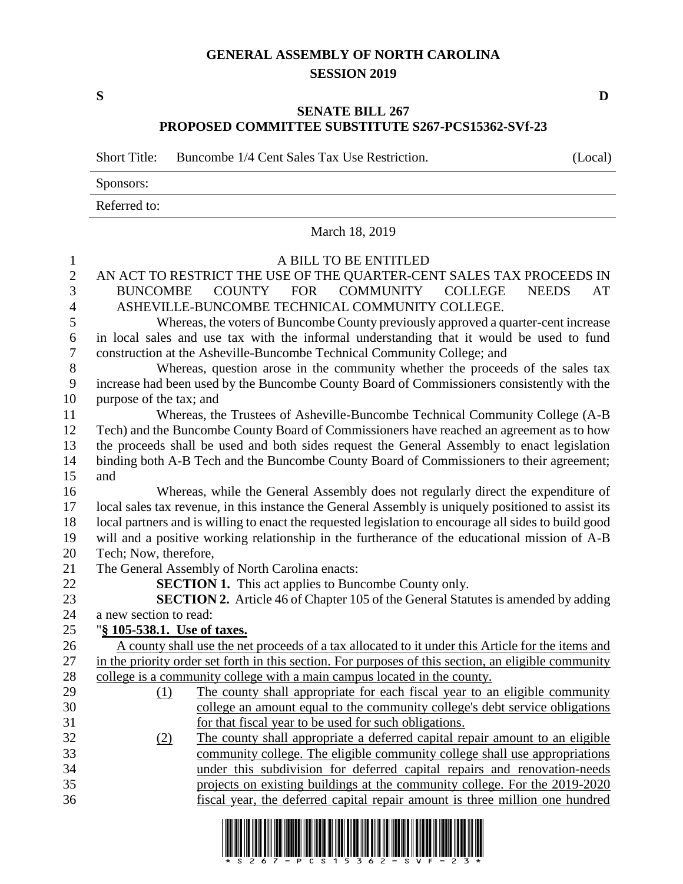# GENERAL ASSEMBLY OF NORTH CAROLINA
## SESSION 2019

**S** **D**

## SENATE BILL 267
## PROPOSED COMMITTEE SUBSTITUTE S267-PCS15362-SVf-23

Short Title: Buncombe 1/4 Cent Sales Tax Use Restriction. (Local)

Sponsors:

Referred to:

March 18, 2019

A BILL TO BE ENTITLED

AN ACT TO RESTRICT THE USE OF THE QUARTER-CENT SALES TAX PROCEEDS IN BUNCOMBE COUNTY FOR COMMUNITY COLLEGE NEEDS AT ASHEVILLE-BUNCOMBE TECHNICAL COMMUNITY COLLEGE.

Whereas, the voters of Buncombe County previously approved a quarter-cent increase in local sales and use tax with the informal understanding that it would be used to fund construction at the Asheville-Buncombe Technical Community College; and

Whereas, question arose in the community whether the proceeds of the sales tax increase had been used by the Buncombe County Board of Commissioners consistently with the purpose of the tax; and

Whereas, the Trustees of Asheville-Buncombe Technical Community College (A-B Tech) and the Buncombe County Board of Commissioners have reached an agreement as to how the proceeds shall be used and both sides request the General Assembly to enact legislation binding both A-B Tech and the Buncombe County Board of Commissioners to their agreement; and

Whereas, while the General Assembly does not regularly direct the expenditure of local sales tax revenue, in this instance the General Assembly is uniquely positioned to assist its local partners and is willing to enact the requested legislation to encourage all sides to build good will and a positive working relationship in the furtherance of the educational mission of A-B Tech; Now, therefore,

The General Assembly of North Carolina enacts:

**SECTION 1.** This act applies to Buncombe County only.

**SECTION 2.** Article 46 of Chapter 105 of the General Statutes is amended by adding a new section to read:

"**§ 105-538.1. Use of taxes.**

A county shall use the net proceeds of a tax allocated to it under this Article for the items and in the priority order set forth in this section. For purposes of this section, an eligible community college is a community college with a main campus located in the county.

(1) The county shall appropriate for each fiscal year to an eligible community college an amount equal to the community college's debt service obligations for that fiscal year to be used for such obligations.

(2) The county shall appropriate a deferred capital repair amount to an eligible community college. The eligible community college shall use appropriations under this subdivision for deferred capital repairs and renovation-needs projects on existing buildings at the community college. For the 2019-2020 fiscal year, the deferred capital repair amount is three million one hundred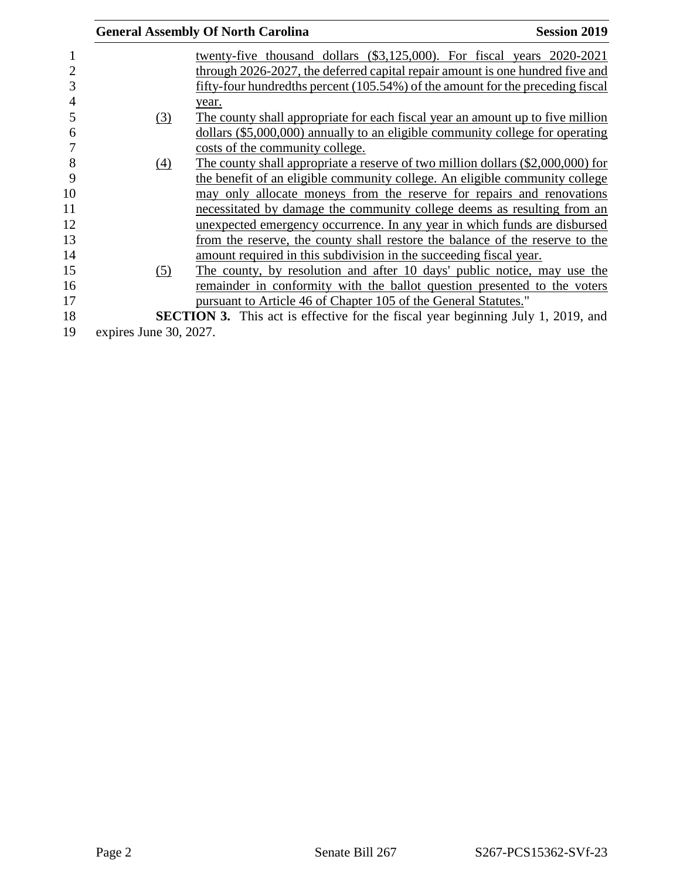twenty-five thousand dollars ($3,125,000). For fiscal years 2020-2021 through 2026-2027, the deferred capital repair amount is one hundred five and fifty-four hundredths percent (105.54%) of the amount for the preceding fiscal year.

(3) The county shall appropriate for each fiscal year an amount up to five million dollars ($5,000,000) annually to an eligible community college for operating costs of the community college.

(4) The county shall appropriate a reserve of two million dollars ($2,000,000) for the benefit of an eligible community college. An eligible community college may only allocate moneys from the reserve for repairs and renovations necessitated by damage the community college deems as resulting from an unexpected emergency occurrence. In any year in which funds are disbursed from the reserve, the county shall restore the balance of the reserve to the amount required in this subdivision in the succeeding fiscal year.

(5) The county, by resolution and after 10 days' public notice, may use the remainder in conformity with the ballot question presented to the voters pursuant to Article 46 of Chapter 105 of the General Statutes."

**SECTION 3.** This act is effective for the fiscal year beginning July 1, 2019, and expires June 30, 2027.